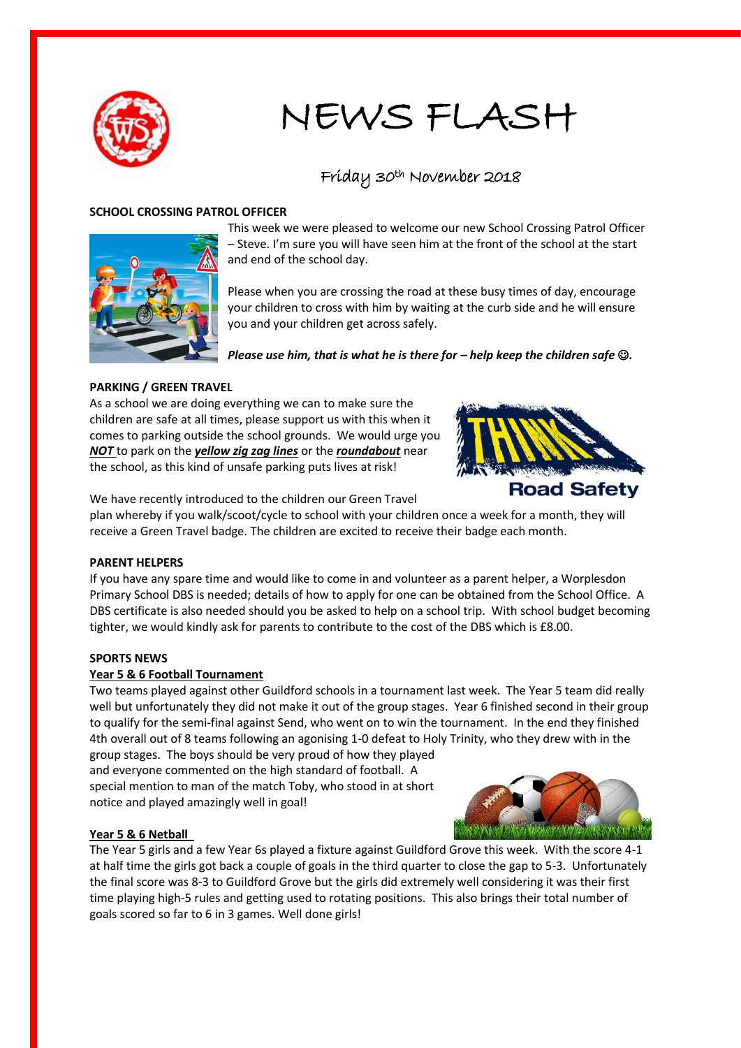# NEWS FLASH

Friday 30th November 2018

## SCHOOL CROSSING PATROL OFFICER

This week we were pleased to welcome our new School Crossing Patrol Officer – Steve. I'm sure you will have seen him at the front of the school at the start and end of the school day.

Please when you are crossing the road at these busy times of day, encourage your children to cross with him by waiting at the curb side and he will ensure you and your children get across safely.

***Please use him, that is what he is there for – help keep the children safe ☺.***

## PARKING / GREEN TRAVEL

As a school we are doing everything we can to make sure the children are safe at all times, please support us with this when it comes to parking outside the school grounds. We would urge you ***NOT*** to park on the ***yellow zig zag lines*** or the ***roundabout*** near the school, as this kind of unsafe parking puts lives at risk!

We have recently introduced to the children our Green Travel plan whereby if you walk/scoot/cycle to school with your children once a week for a month, they will receive a Green Travel badge. The children are excited to receive their badge each month.

## PARENT HELPERS

If you have any spare time and would like to come in and volunteer as a parent helper, a Worplesdon Primary School DBS is needed; details of how to apply for one can be obtained from the School Office. A DBS certificate is also needed should you be asked to help on a school trip. With school budget becoming tighter, we would kindly ask for parents to contribute to the cost of the DBS which is £8.00.

## SPORTS NEWS

### Year 5 & 6 Football Tournament

Two teams played against other Guildford schools in a tournament last week. The Year 5 team did really well but unfortunately they did not make it out of the group stages. Year 6 finished second in their group to qualify for the semi-final against Send, who went on to win the tournament. In the end they finished 4th overall out of 8 teams following an agonising 1-0 defeat to Holy Trinity, who they drew with in the group stages. The boys should be very proud of how they played and everyone commented on the high standard of football. A special mention to man of the match Toby, who stood in at short notice and played amazingly well in goal!

### Year 5 & 6 Netball

The Year 5 girls and a few Year 6s played a fixture against Guildford Grove this week. With the score 4-1 at half time the girls got back a couple of goals in the third quarter to close the gap to 5-3. Unfortunately the final score was 8-3 to Guildford Grove but the girls did extremely well considering it was their first time playing high-5 rules and getting used to rotating positions. This also brings their total number of goals scored so far to 6 in 3 games. Well done girls!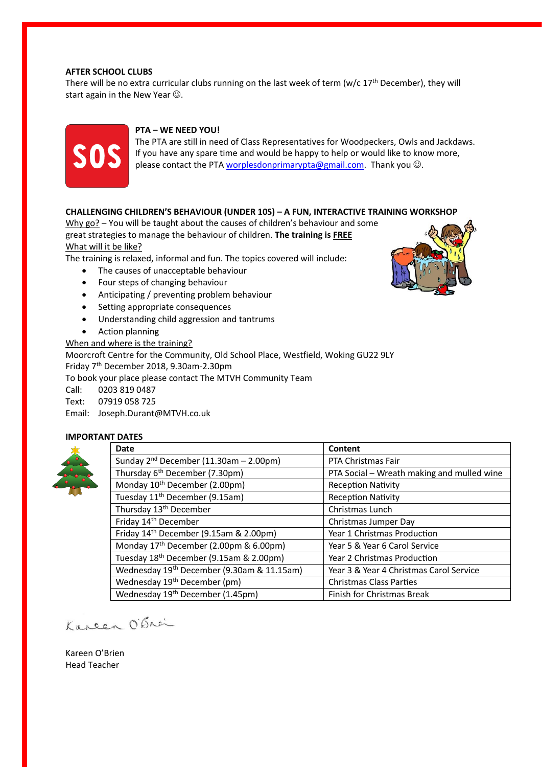**AFTER SCHOOL CLUBS**

There will be no extra curricular clubs running on the last week of term (w/c 17th December), they will start again in the New Year ☺.

**PTA – WE NEED YOU!**

The PTA are still in need of Class Representatives for Woodpeckers, Owls and Jackdaws. If you have any spare time and would be happy to help or would like to know more, please contact the PTA worplesdonprimarypta@gmail.com. Thank you ☺.

**CHALLENGING CHILDREN'S BEHAVIOUR (UNDER 10S) – A FUN, INTERACTIVE TRAINING WORKSHOP**

Why go? – You will be taught about the causes of children's behaviour and some great strategies to manage the behaviour of children. **The training is FREE**

What will it be like?

The training is relaxed, informal and fun. The topics covered will include:

- The causes of unacceptable behaviour
- Four steps of changing behaviour
- Anticipating / preventing problem behaviour
- Setting appropriate consequences
- Understanding child aggression and tantrums
- Action planning

When and where is the training?

Moorcroft Centre for the Community, Old School Place, Westfield, Woking GU22 9LY
Friday 7th December 2018, 9.30am-2.30pm
To book your place please contact The MTVH Community Team
Call: 0203 819 0487
Text: 07919 058 725
Email: Joseph.Durant@MTVH.co.uk

**IMPORTANT DATES**

| Date | Content |
| --- | --- |
| Sunday 2nd December (11.30am – 2.00pm) | PTA Christmas Fair |
| Thursday 6th December (7.30pm) | PTA Social – Wreath making and mulled wine |
| Monday 10th December (2.00pm) | Reception Nativity |
| Tuesday 11th December (9.15am) | Reception Nativity |
| Thursday 13th December | Christmas Lunch |
| Friday 14th December | Christmas Jumper Day |
| Friday 14th December (9.15am & 2.00pm) | Year 1 Christmas Production |
| Monday 17th December (2.00pm & 6.00pm) | Year 5 & Year 6 Carol Service |
| Tuesday 18th December (9.15am & 2.00pm) | Year 2 Christmas Production |
| Wednesday 19th December (9.30am & 11.15am) | Year 3 & Year 4 Christmas Carol Service |
| Wednesday 19th December (pm) | Christmas Class Parties |
| Wednesday 19th December (1.45pm) | Finish for Christmas Break |

Kareen O'Brien

Kareen O'Brien
Head Teacher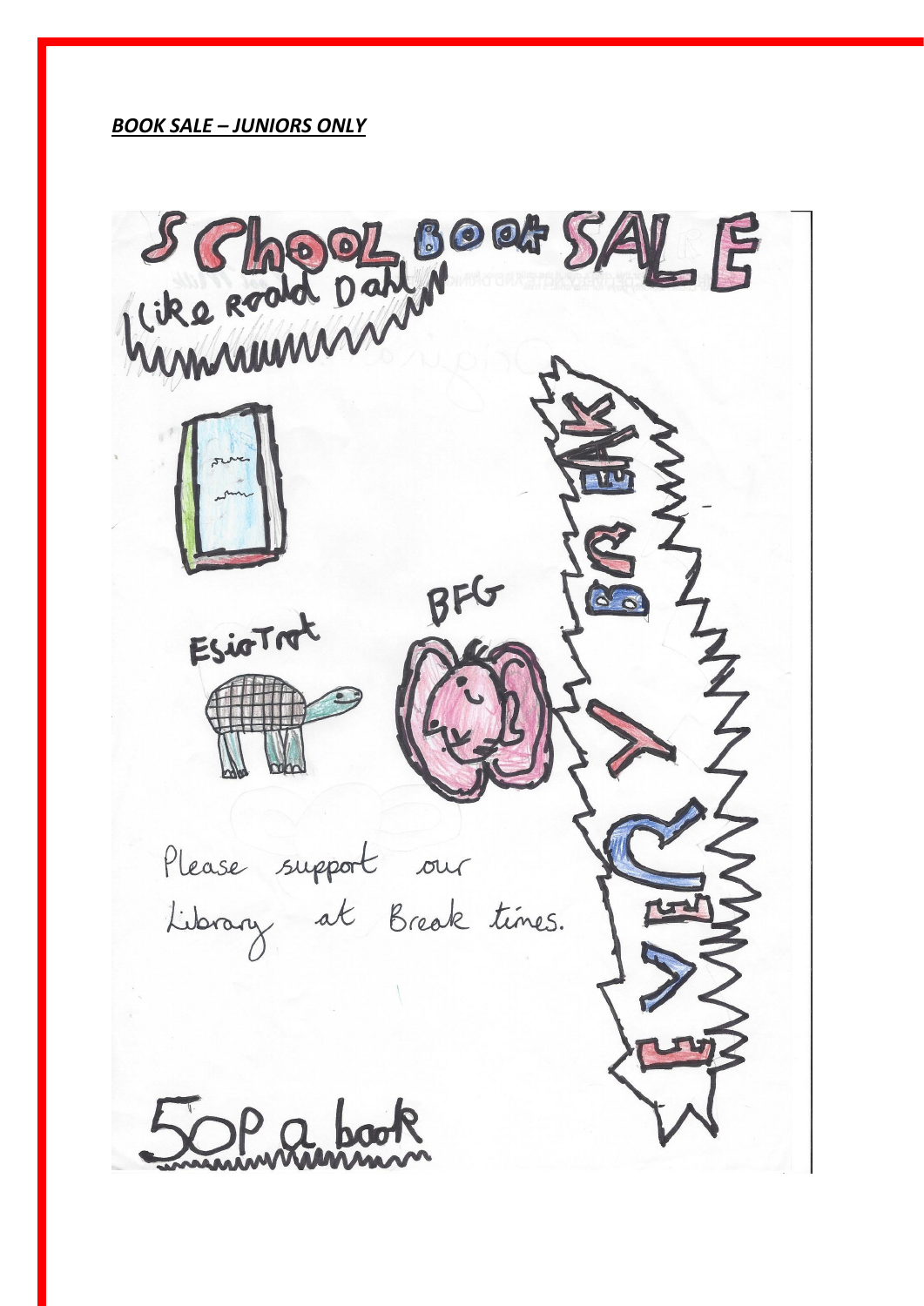***BOOK SALE – JUNIORS ONLY***

SCHOOL BOOK SALE

like Roald Dahl

Esio Trot

BFG

EVERY BREAK

Please support our Library at Break times.

50P a book